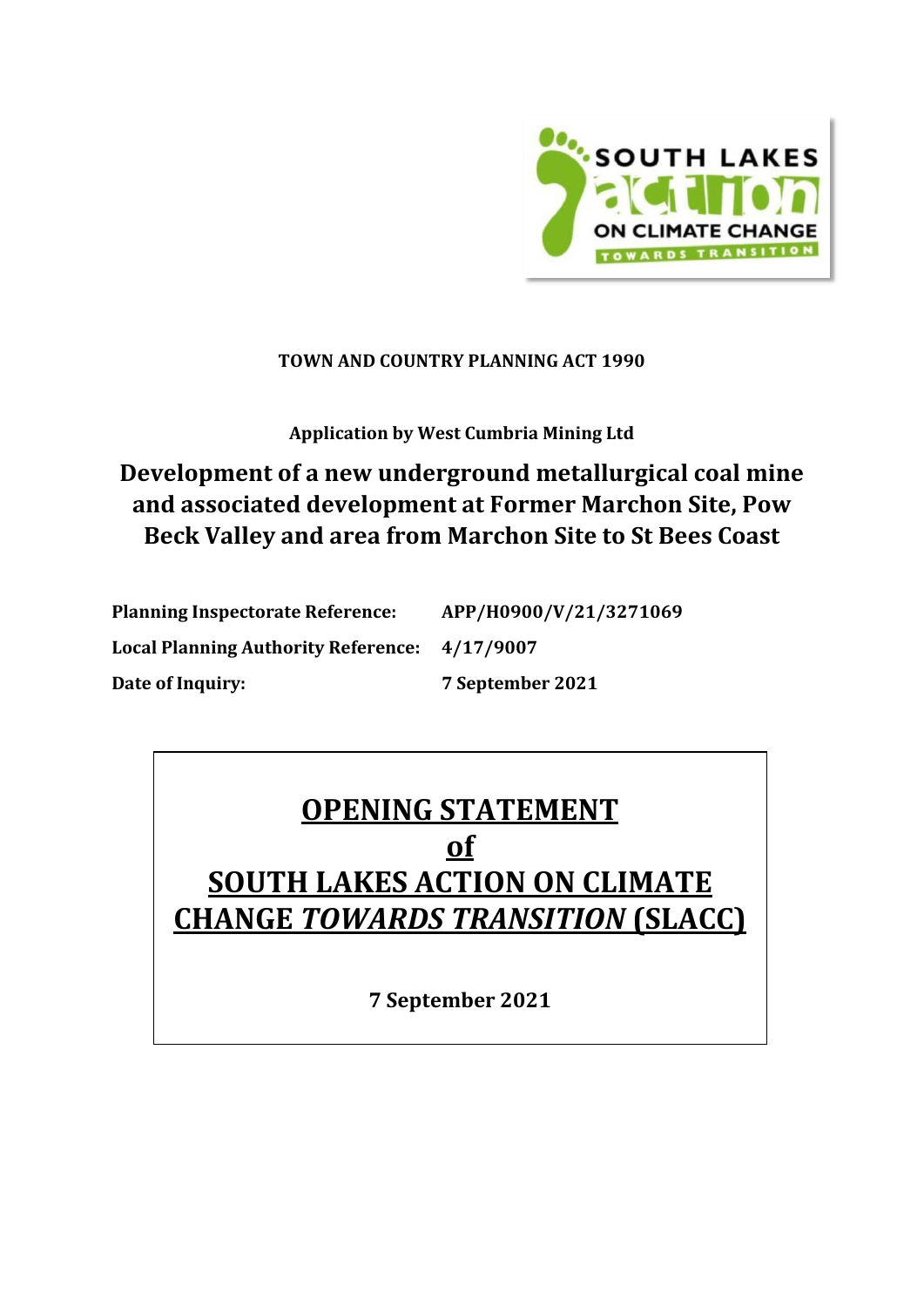**TOWN AND COUNTRY PLANNING ACT 1990**

**Application by West Cumbria Mining Ltd**

## Development of a new underground metallurgical coal mine and associated development at Former Marchon Site, Pow Beck Valley and area from Marchon Site to St Bees Coast

| | |
|---|---|
| **Planning Inspectorate Reference:** | **APP/H0900/V/21/3271069** |
| **Local Planning Authority Reference:** | **4/17/9007** |
| **Date of Inquiry:** | **7 September 2021** |

# OPENING STATEMENT of SOUTH LAKES ACTION ON CLIMATE CHANGE *TOWARDS TRANSITION* (SLACC)

**7 September 2021**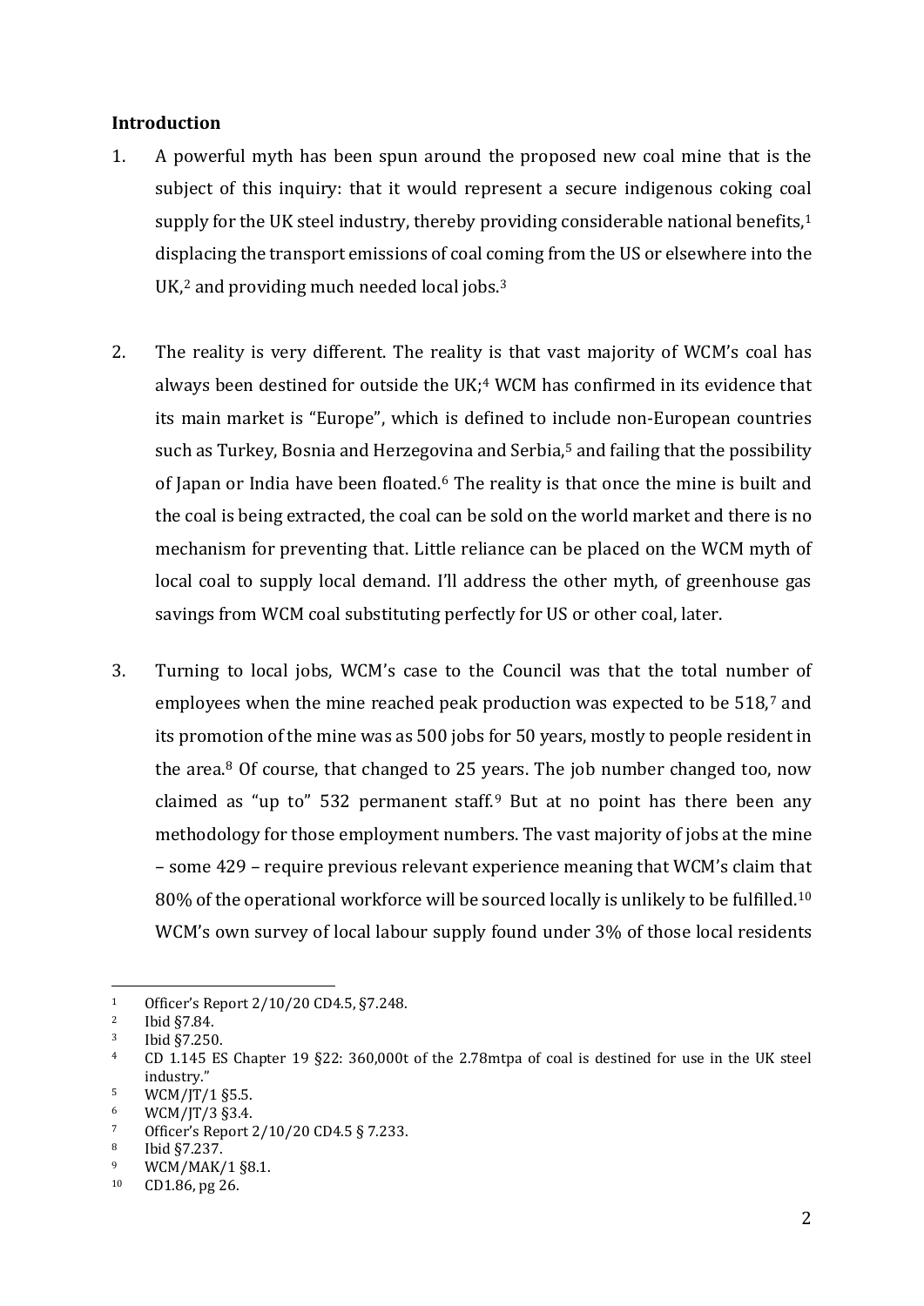**Introduction**

1. A powerful myth has been spun around the proposed new coal mine that is the subject of this inquiry: that it would represent a secure indigenous coking coal supply for the UK steel industry, thereby providing considerable national benefits,[1] displacing the transport emissions of coal coming from the US or elsewhere into the UK,[2] and providing much needed local jobs.[3]

2. The reality is very different. The reality is that vast majority of WCM's coal has always been destined for outside the UK;[4] WCM has confirmed in its evidence that its main market is "Europe", which is defined to include non-European countries such as Turkey, Bosnia and Herzegovina and Serbia,[5] and failing that the possibility of Japan or India have been floated.[6] The reality is that once the mine is built and the coal is being extracted, the coal can be sold on the world market and there is no mechanism for preventing that. Little reliance can be placed on the WCM myth of local coal to supply local demand. I'll address the other myth, of greenhouse gas savings from WCM coal substituting perfectly for US or other coal, later.

3. Turning to local jobs, WCM's case to the Council was that the total number of employees when the mine reached peak production was expected to be 518,[7] and its promotion of the mine was as 500 jobs for 50 years, mostly to people resident in the area.[8] Of course, that changed to 25 years. The job number changed too, now claimed as "up to" 532 permanent staff.[9] But at no point has there been any methodology for those employment numbers. The vast majority of jobs at the mine – some 429 – require previous relevant experience meaning that WCM's claim that 80% of the operational workforce will be sourced locally is unlikely to be fulfilled.[10] WCM's own survey of local labour supply found under 3% of those local residents

---

[1] Officer's Report 2/10/20 CD4.5, §7.248.
[2] Ibid §7.84.
[3] Ibid §7.250.
[4] CD 1.145 ES Chapter 19 §22: 360,000t of the 2.78mtpa of coal is destined for use in the UK steel industry."
[5] WCM/JT/1 §5.5.
[6] WCM/JT/3 §3.4.
[7] Officer's Report 2/10/20 CD4.5 § 7.233.
[8] Ibid §7.237.
[9] WCM/MAK/1 §8.1.
[10] CD1.86, pg 26.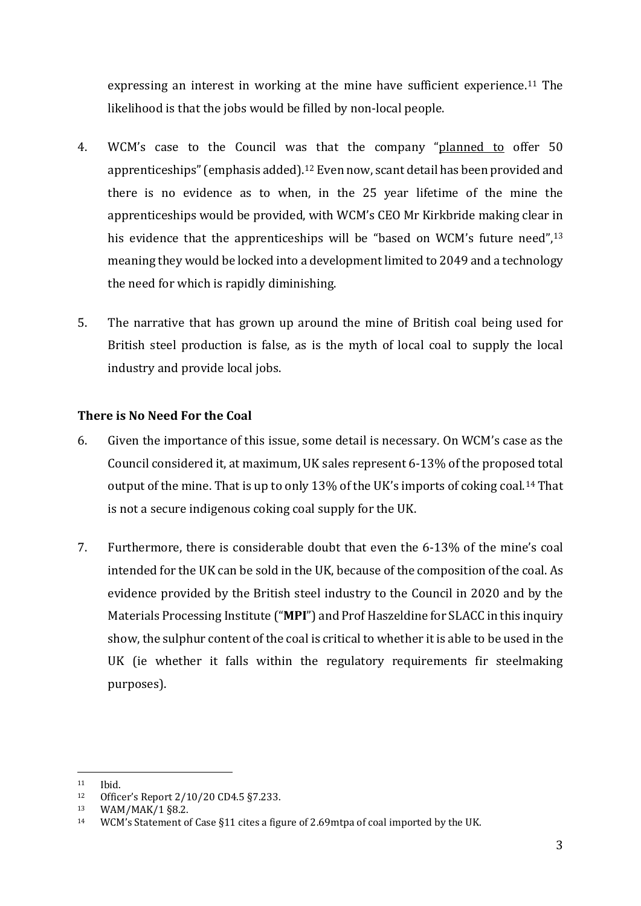expressing an interest in working at the mine have sufficient experience.[11] The likelihood is that the jobs would be filled by non-local people.

4. WCM's case to the Council was that the company "<u>planned to</u> offer 50 apprenticeships" (emphasis added).[12] Even now, scant detail has been provided and there is no evidence as to when, in the 25 year lifetime of the mine the apprenticeships would be provided, with WCM's CEO Mr Kirkbride making clear in his evidence that the apprenticeships will be "based on WCM's future need",[13] meaning they would be locked into a development limited to 2049 and a technology the need for which is rapidly diminishing.

5. The narrative that has grown up around the mine of British coal being used for British steel production is false, as is the myth of local coal to supply the local industry and provide local jobs.

**There is No Need For the Coal**

6. Given the importance of this issue, some detail is necessary. On WCM's case as the Council considered it, at maximum, UK sales represent 6-13% of the proposed total output of the mine. That is up to only 13% of the UK's imports of coking coal.[14] That is not a secure indigenous coking coal supply for the UK.

7. Furthermore, there is considerable doubt that even the 6-13% of the mine's coal intended for the UK can be sold in the UK, because of the composition of the coal. As evidence provided by the British steel industry to the Council in 2020 and by the Materials Processing Institute ("**MPI**") and Prof Haszeldine for SLACC in this inquiry show, the sulphur content of the coal is critical to whether it is able to be used in the UK (ie whether it falls within the regulatory requirements fir steelmaking purposes).

---

[11] Ibid.

[12] Officer's Report 2/10/20 CD4.5 §7.233.

[13] WAM/MAK/1 §8.2.

[14] WCM's Statement of Case §11 cites a figure of 2.69mtpa of coal imported by the UK.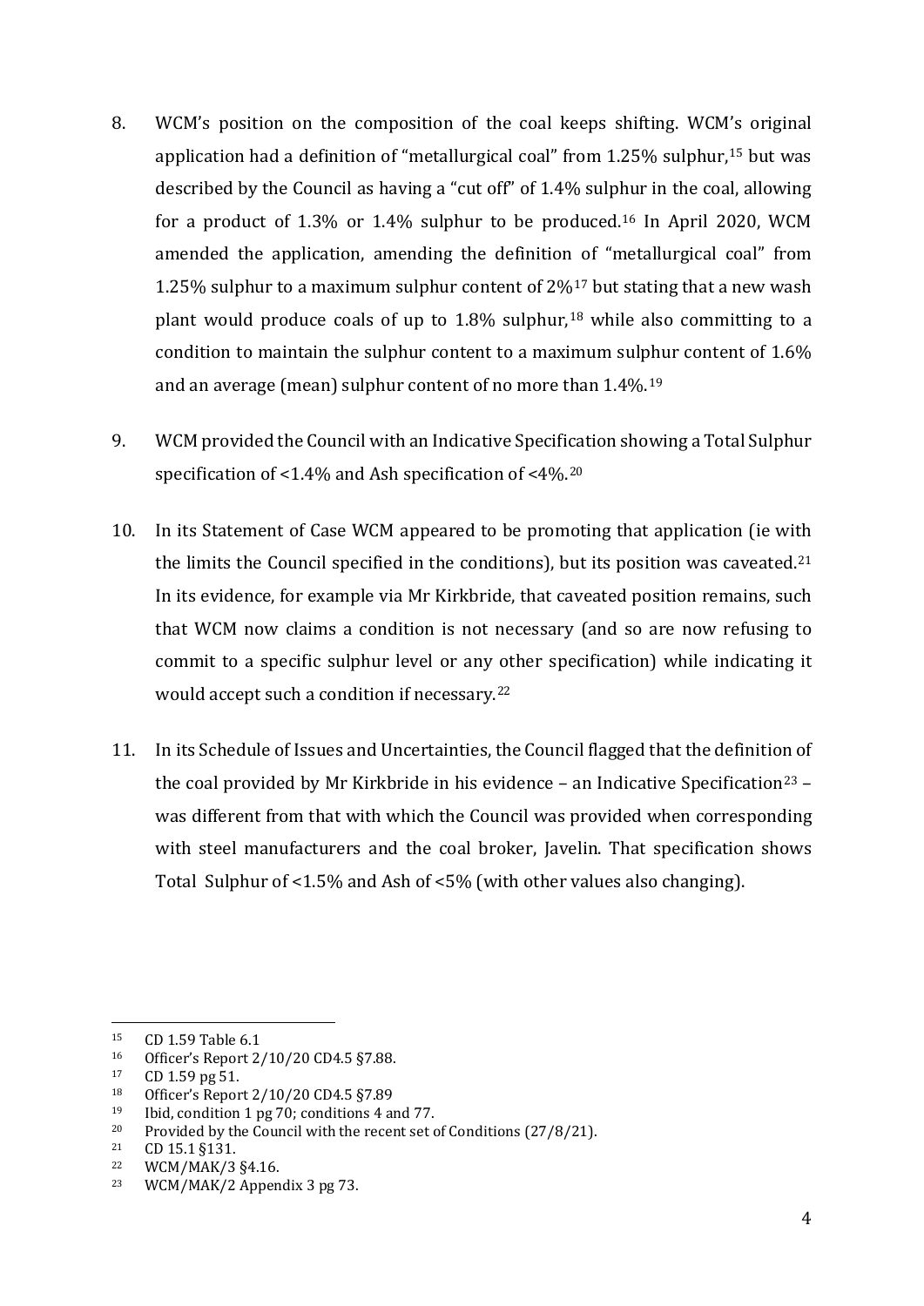8. WCM's position on the composition of the coal keeps shifting. WCM's original application had a definition of "metallurgical coal" from 1.25% sulphur,[15] but was described by the Council as having a "cut off" of 1.4% sulphur in the coal, allowing for a product of 1.3% or 1.4% sulphur to be produced.[16] In April 2020, WCM amended the application, amending the definition of "metallurgical coal" from 1.25% sulphur to a maximum sulphur content of 2%[17] but stating that a new wash plant would produce coals of up to 1.8% sulphur,[18] while also committing to a condition to maintain the sulphur content to a maximum sulphur content of 1.6% and an average (mean) sulphur content of no more than 1.4%.[19]

9. WCM provided the Council with an Indicative Specification showing a Total Sulphur specification of <1.4% and Ash specification of <4%.[20]

10. In its Statement of Case WCM appeared to be promoting that application (ie with the limits the Council specified in the conditions), but its position was caveated.[21] In its evidence, for example via Mr Kirkbride, that caveated position remains, such that WCM now claims a condition is not necessary (and so are now refusing to commit to a specific sulphur level or any other specification) while indicating it would accept such a condition if necessary.[22]

11. In its Schedule of Issues and Uncertainties, the Council flagged that the definition of the coal provided by Mr Kirkbride in his evidence – an Indicative Specification[23] – was different from that with which the Council was provided when corresponding with steel manufacturers and the coal broker, Javelin. That specification shows Total Sulphur of <1.5% and Ash of <5% (with other values also changing).

---

[15] CD 1.59 Table 6.1

[16] Officer's Report 2/10/20 CD4.5 §7.88.

[17] CD 1.59 pg 51.

[18] Officer's Report 2/10/20 CD4.5 §7.89

[19] Ibid, condition 1 pg 70; conditions 4 and 77.

[20] Provided by the Council with the recent set of Conditions (27/8/21).

[21] CD 15.1 §131.

[22] WCM/MAK/3 §4.16.

[23] WCM/MAK/2 Appendix 3 pg 73.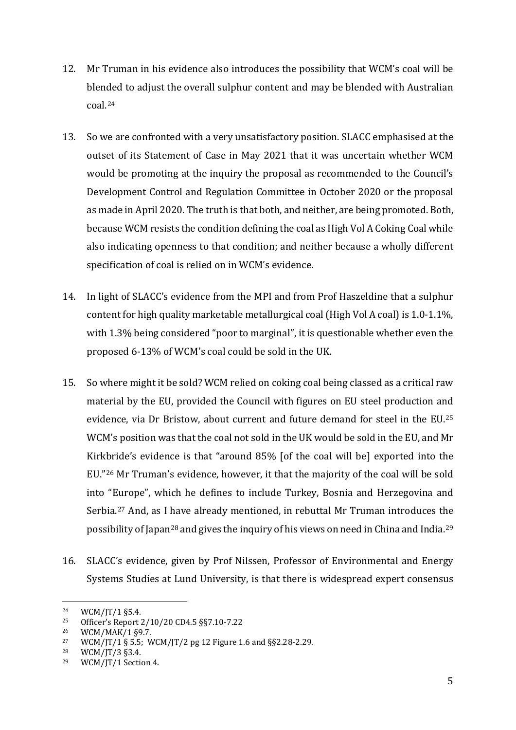12. Mr Truman in his evidence also introduces the possibility that WCM's coal will be blended to adjust the overall sulphur content and may be blended with Australian coal.[24]

13. So we are confronted with a very unsatisfactory position. SLACC emphasised at the outset of its Statement of Case in May 2021 that it was uncertain whether WCM would be promoting at the inquiry the proposal as recommended to the Council's Development Control and Regulation Committee in October 2020 or the proposal as made in April 2020. The truth is that both, and neither, are being promoted. Both, because WCM resists the condition defining the coal as High Vol A Coking Coal while also indicating openness to that condition; and neither because a wholly different specification of coal is relied on in WCM's evidence.

14. In light of SLACC's evidence from the MPI and from Prof Haszeldine that a sulphur content for high quality marketable metallurgical coal (High Vol A coal) is 1.0-1.1%, with 1.3% being considered "poor to marginal", it is questionable whether even the proposed 6-13% of WCM's coal could be sold in the UK.

15. So where might it be sold? WCM relied on coking coal being classed as a critical raw material by the EU, provided the Council with figures on EU steel production and evidence, via Dr Bristow, about current and future demand for steel in the EU.[25] WCM's position was that the coal not sold in the UK would be sold in the EU, and Mr Kirkbride's evidence is that "around 85% [of the coal will be] exported into the EU."[26] Mr Truman's evidence, however, it that the majority of the coal will be sold into "Europe", which he defines to include Turkey, Bosnia and Herzegovina and Serbia.[27] And, as I have already mentioned, in rebuttal Mr Truman introduces the possibility of Japan[28] and gives the inquiry of his views on need in China and India.[29]

16. SLACC's evidence, given by Prof Nilssen, Professor of Environmental and Energy Systems Studies at Lund University, is that there is widespread expert consensus

---

[24] WCM/JT/1 §5.4.

[25] Officer's Report 2/10/20 CD4.5 §§7.10-7.22

[26] WCM/MAK/1 §9.7.

[27] WCM/JT/1 § 5.5; WCM/JT/2 pg 12 Figure 1.6 and §§2.28-2.29.

[28] WCM/JT/3 §3.4.

[29] WCM/JT/1 Section 4.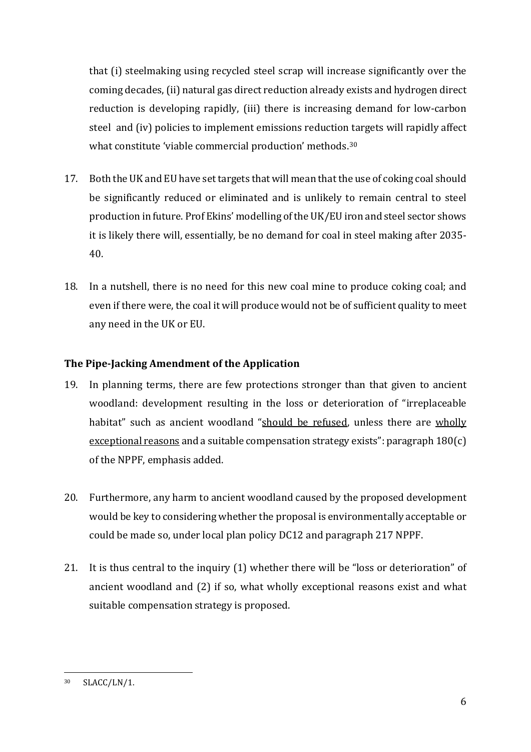that (i) steelmaking using recycled steel scrap will increase significantly over the coming decades, (ii) natural gas direct reduction already exists and hydrogen direct reduction is developing rapidly, (iii) there is increasing demand for low-carbon steel and (iv) policies to implement emissions reduction targets will rapidly affect what constitute 'viable commercial production' methods.[30]

17. Both the UK and EU have set targets that will mean that the use of coking coal should be significantly reduced or eliminated and is unlikely to remain central to steel production in future. Prof Ekins' modelling of the UK/EU iron and steel sector shows it is likely there will, essentially, be no demand for coal in steel making after 2035-40.

18. In a nutshell, there is no need for this new coal mine to produce coking coal; and even if there were, the coal it will produce would not be of sufficient quality to meet any need in the UK or EU.

**The Pipe-Jacking Amendment of the Application**

19. In planning terms, there are few protections stronger than that given to ancient woodland: development resulting in the loss or deterioration of "irreplaceable habitat" such as ancient woodland "<u>should be refused</u>, unless there are <u>wholly exceptional reasons</u> and a suitable compensation strategy exists": paragraph 180(c) of the NPPF, emphasis added.

20. Furthermore, any harm to ancient woodland caused by the proposed development would be key to considering whether the proposal is environmentally acceptable or could be made so, under local plan policy DC12 and paragraph 217 NPPF.

21. It is thus central to the inquiry (1) whether there will be "loss or deterioration" of ancient woodland and (2) if so, what wholly exceptional reasons exist and what suitable compensation strategy is proposed.

---

[30] SLACC/LN/1.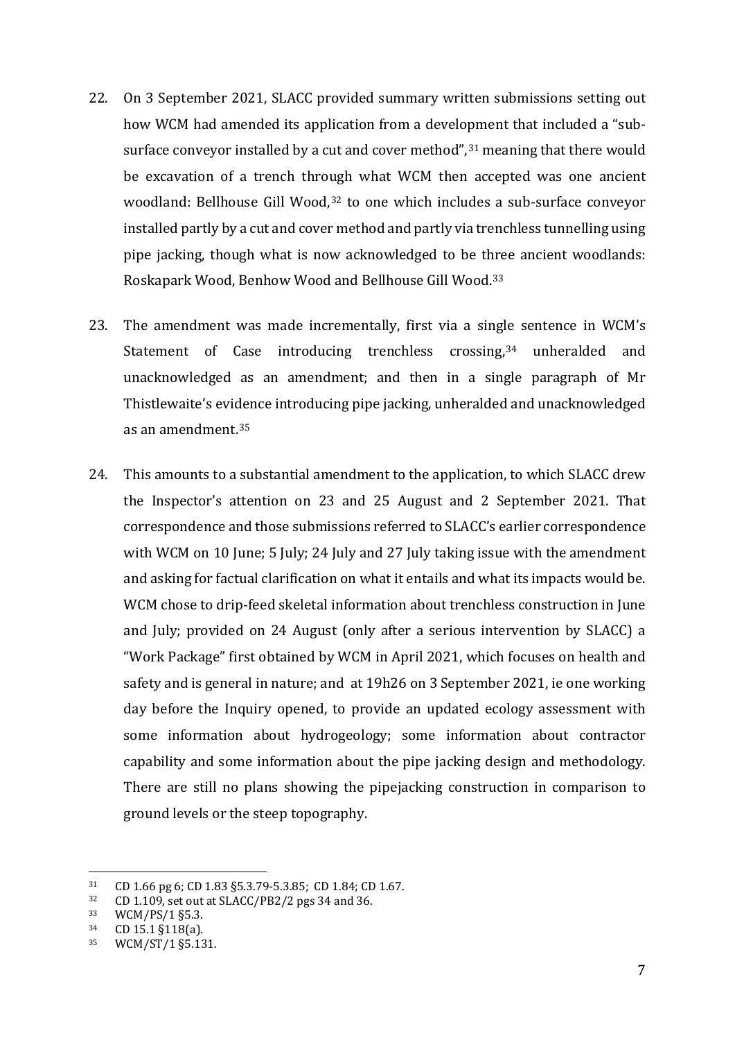22. On 3 September 2021, SLACC provided summary written submissions setting out how WCM had amended its application from a development that included a "sub-surface conveyor installed by a cut and cover method",[31] meaning that there would be excavation of a trench through what WCM then accepted was one ancient woodland: Bellhouse Gill Wood,[32] to one which includes a sub-surface conveyor installed partly by a cut and cover method and partly via trenchless tunnelling using pipe jacking, though what is now acknowledged to be three ancient woodlands: Roskapark Wood, Benhow Wood and Bellhouse Gill Wood.[33]

23. The amendment was made incrementally, first via a single sentence in WCM's Statement of Case introducing trenchless crossing,[34] unheralded and unacknowledged as an amendment; and then in a single paragraph of Mr Thistlewaite's evidence introducing pipe jacking, unheralded and unacknowledged as an amendment.[35]

24. This amounts to a substantial amendment to the application, to which SLACC drew the Inspector's attention on 23 and 25 August and 2 September 2021. That correspondence and those submissions referred to SLACC's earlier correspondence with WCM on 10 June; 5 July; 24 July and 27 July taking issue with the amendment and asking for factual clarification on what it entails and what its impacts would be. WCM chose to drip-feed skeletal information about trenchless construction in June and July; provided on 24 August (only after a serious intervention by SLACC) a "Work Package" first obtained by WCM in April 2021, which focuses on health and safety and is general in nature; and at 19h26 on 3 September 2021, ie one working day before the Inquiry opened, to provide an updated ecology assessment with some information about hydrogeology; some information about contractor capability and some information about the pipe jacking design and methodology. There are still no plans showing the pipejacking construction in comparison to ground levels or the steep topography.

---

[31] CD 1.66 pg 6; CD 1.83 §5.3.79-5.3.85; CD 1.84; CD 1.67.

[32] CD 1.109, set out at SLACC/PB2/2 pgs 34 and 36.

[33] WCM/PS/1 §5.3.

[34] CD 15.1 §118(a).

[35] WCM/ST/1 §5.131.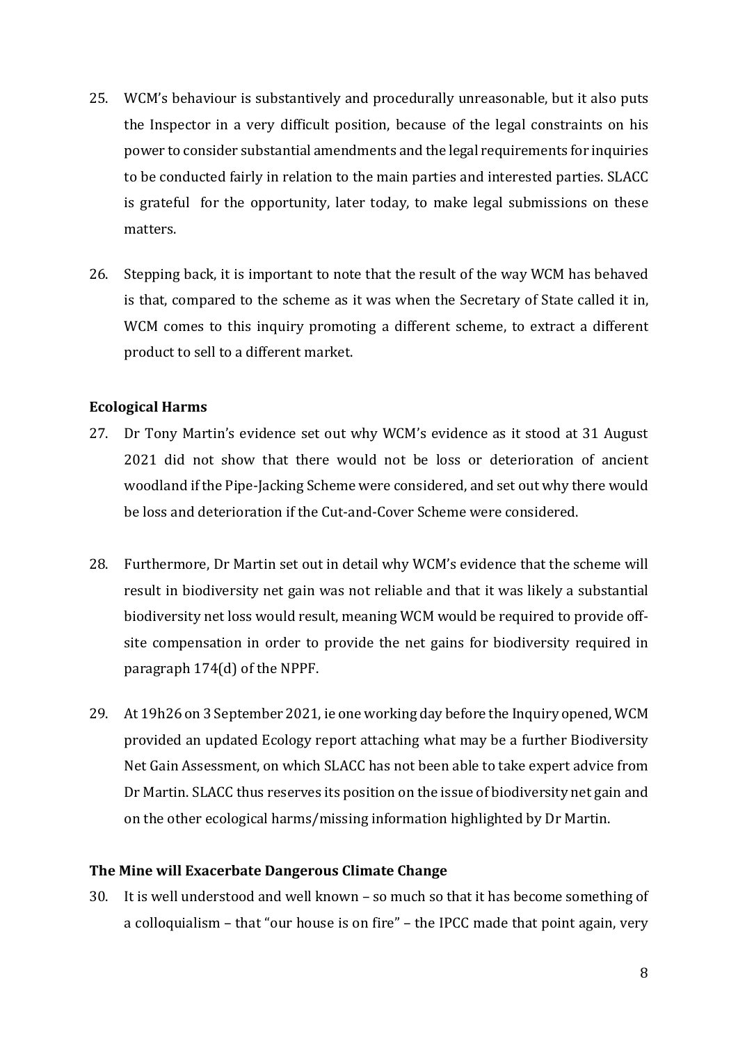25. WCM's behaviour is substantively and procedurally unreasonable, but it also puts the Inspector in a very difficult position, because of the legal constraints on his power to consider substantial amendments and the legal requirements for inquiries to be conducted fairly in relation to the main parties and interested parties. SLACC is grateful for the opportunity, later today, to make legal submissions on these matters.

26. Stepping back, it is important to note that the result of the way WCM has behaved is that, compared to the scheme as it was when the Secretary of State called it in, WCM comes to this inquiry promoting a different scheme, to extract a different product to sell to a different market.

**Ecological Harms**

27. Dr Tony Martin's evidence set out why WCM's evidence as it stood at 31 August 2021 did not show that there would not be loss or deterioration of ancient woodland if the Pipe-Jacking Scheme were considered, and set out why there would be loss and deterioration if the Cut-and-Cover Scheme were considered.

28. Furthermore, Dr Martin set out in detail why WCM's evidence that the scheme will result in biodiversity net gain was not reliable and that it was likely a substantial biodiversity net loss would result, meaning WCM would be required to provide off-site compensation in order to provide the net gains for biodiversity required in paragraph 174(d) of the NPPF.

29. At 19h26 on 3 September 2021, ie one working day before the Inquiry opened, WCM provided an updated Ecology report attaching what may be a further Biodiversity Net Gain Assessment, on which SLACC has not been able to take expert advice from Dr Martin. SLACC thus reserves its position on the issue of biodiversity net gain and on the other ecological harms/missing information highlighted by Dr Martin.

**The Mine will Exacerbate Dangerous Climate Change**

30. It is well understood and well known – so much so that it has become something of a colloquialism – that "our house is on fire" – the IPCC made that point again, very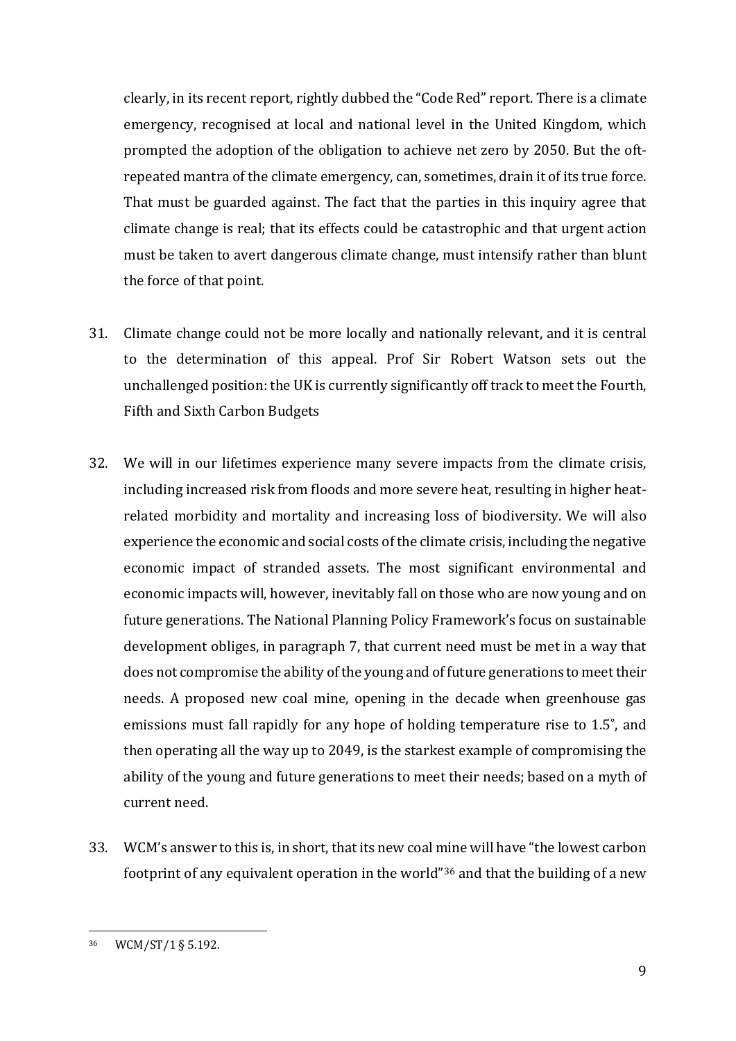clearly, in its recent report, rightly dubbed the "Code Red" report. There is a climate emergency, recognised at local and national level in the United Kingdom, which prompted the adoption of the obligation to achieve net zero by 2050. But the oft-repeated mantra of the climate emergency, can, sometimes, drain it of its true force. That must be guarded against. The fact that the parties in this inquiry agree that climate change is real; that its effects could be catastrophic and that urgent action must be taken to avert dangerous climate change, must intensify rather than blunt the force of that point.

31. Climate change could not be more locally and nationally relevant, and it is central to the determination of this appeal. Prof Sir Robert Watson sets out the unchallenged position: the UK is currently significantly off track to meet the Fourth, Fifth and Sixth Carbon Budgets

32. We will in our lifetimes experience many severe impacts from the climate crisis, including increased risk from floods and more severe heat, resulting in higher heat-related morbidity and mortality and increasing loss of biodiversity. We will also experience the economic and social costs of the climate crisis, including the negative economic impact of stranded assets. The most significant environmental and economic impacts will, however, inevitably fall on those who are now young and on future generations. The National Planning Policy Framework's focus on sustainable development obliges, in paragraph 7, that current need must be met in a way that does not compromise the ability of the young and of future generations to meet their needs. A proposed new coal mine, opening in the decade when greenhouse gas emissions must fall rapidly for any hope of holding temperature rise to 1.5˚, and then operating all the way up to 2049, is the starkest example of compromising the ability of the young and future generations to meet their needs; based on a myth of current need.

33. WCM's answer to this is, in short, that its new coal mine will have "the lowest carbon footprint of any equivalent operation in the world"[36] and that the building of a new

---

[36] WCM/ST/1 § 5.192.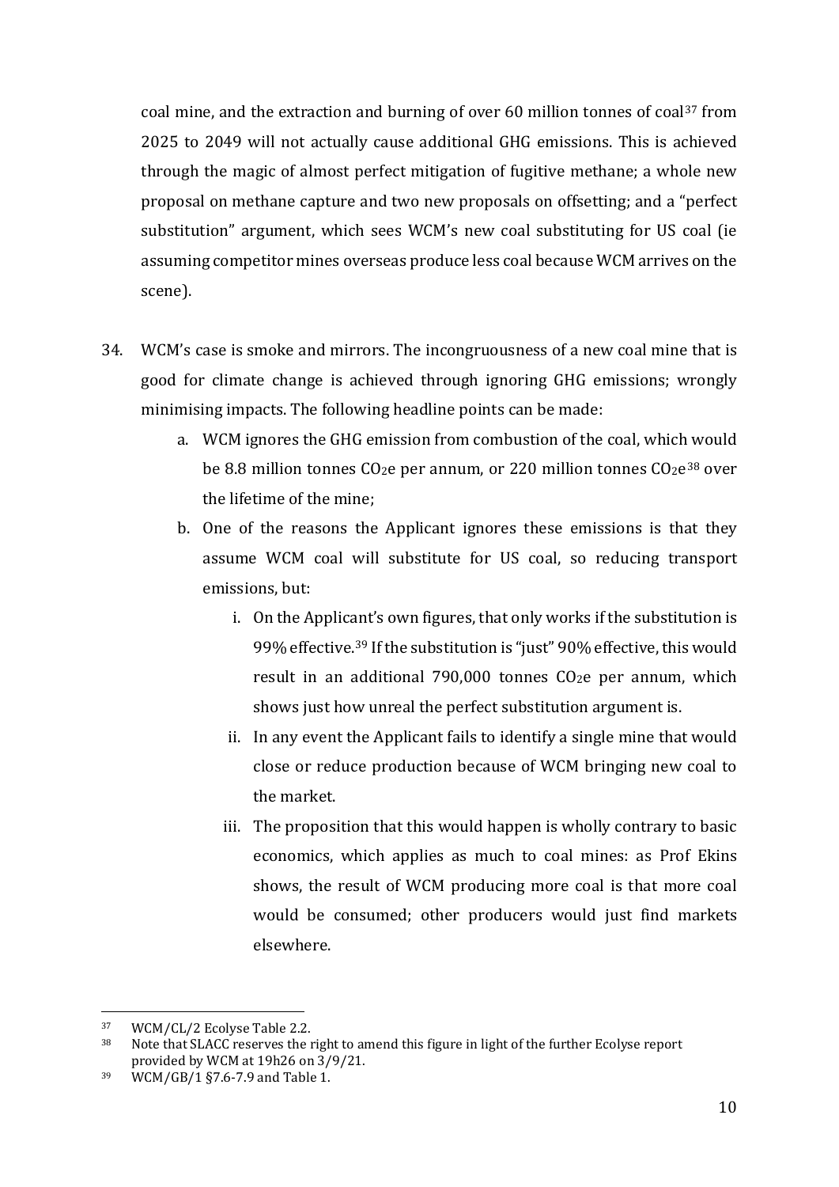coal mine, and the extraction and burning of over 60 million tonnes of coal[37] from 2025 to 2049 will not actually cause additional GHG emissions. This is achieved through the magic of almost perfect mitigation of fugitive methane; a whole new proposal on methane capture and two new proposals on offsetting; and a "perfect substitution" argument, which sees WCM's new coal substituting for US coal (ie assuming competitor mines overseas produce less coal because WCM arrives on the scene).

34. WCM's case is smoke and mirrors. The incongruousness of a new coal mine that is good for climate change is achieved through ignoring GHG emissions; wrongly minimising impacts. The following headline points can be made:

    a. WCM ignores the GHG emission from combustion of the coal, which would be 8.8 million tonnes $CO_2e$ per annum, or 220 million tonnes $CO_2e$[38] over the lifetime of the mine;

    b. One of the reasons the Applicant ignores these emissions is that they assume WCM coal will substitute for US coal, so reducing transport emissions, but:

        i. On the Applicant's own figures, that only works if the substitution is 99% effective.[39] If the substitution is "just" 90% effective, this would result in an additional 790,000 tonnes $CO_2e$ per annum, which shows just how unreal the perfect substitution argument is.

        ii. In any event the Applicant fails to identify a single mine that would close or reduce production because of WCM bringing new coal to the market.

        iii. The proposition that this would happen is wholly contrary to basic economics, which applies as much to coal mines: as Prof Ekins shows, the result of WCM producing more coal is that more coal would be consumed; other producers would just find markets elsewhere.

---

[37] WCM/CL/2 Ecolyse Table 2.2.

[38] Note that SLACC reserves the right to amend this figure in light of the further Ecolyse report provided by WCM at 19h26 on 3/9/21.

[39] WCM/GB/1 §7.6-7.9 and Table 1.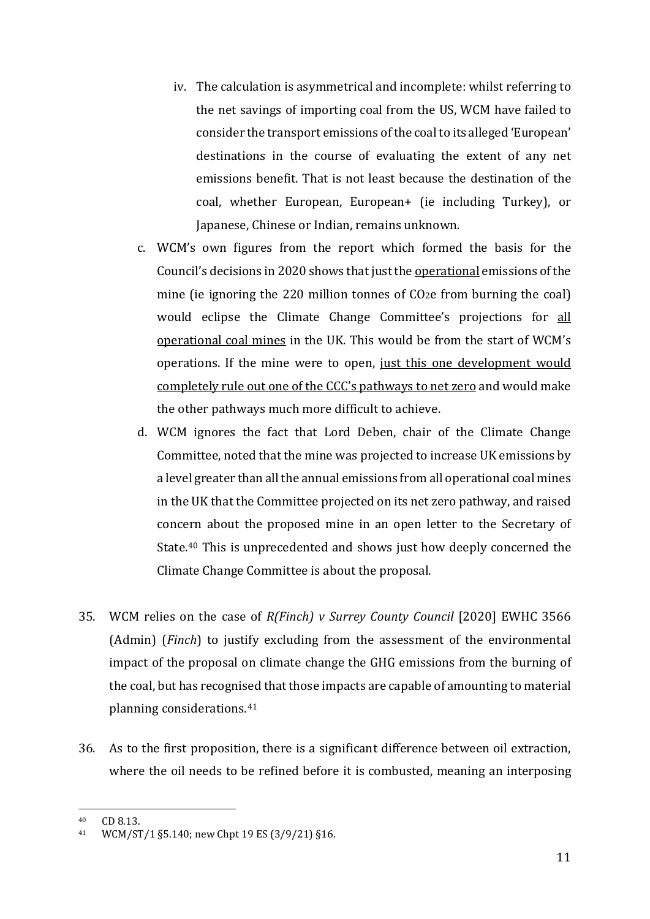iv. The calculation is asymmetrical and incomplete: whilst referring to the net savings of importing coal from the US, WCM have failed to consider the transport emissions of the coal to its alleged 'European' destinations in the course of evaluating the extent of any net emissions benefit. That is not least because the destination of the coal, whether European, European+ (ie including Turkey), or Japanese, Chinese or Indian, remains unknown.

c. WCM's own figures from the report which formed the basis for the Council's decisions in 2020 shows that just the <u>operational</u> emissions of the mine (ie ignoring the 220 million tonnes of $CO_2e$ from burning the coal) would eclipse the Climate Change Committee's projections for <u>all operational coal mines</u> in the UK. This would be from the start of WCM's operations. If the mine were to open, <u>just this one development would completely rule out one of the CCC's pathways to net zero</u> and would make the other pathways much more difficult to achieve.

d. WCM ignores the fact that Lord Deben, chair of the Climate Change Committee, noted that the mine was projected to increase UK emissions by a level greater than all the annual emissions from all operational coal mines in the UK that the Committee projected on its net zero pathway, and raised concern about the proposed mine in an open letter to the Secretary of State.[40] This is unprecedented and shows just how deeply concerned the Climate Change Committee is about the proposal.

35. WCM relies on the case of *R(Finch) v Surrey County Council* [2020] EWHC 3566 (Admin) (*Finch*) to justify excluding from the assessment of the environmental impact of the proposal on climate change the GHG emissions from the burning of the coal, but has recognised that those impacts are capable of amounting to material planning considerations.[41]

36. As to the first proposition, there is a significant difference between oil extraction, where the oil needs to be refined before it is combusted, meaning an interposing

---

[40] CD 8.13.

[41] WCM/ST/1 §5.140; new Chpt 19 ES (3/9/21) §16.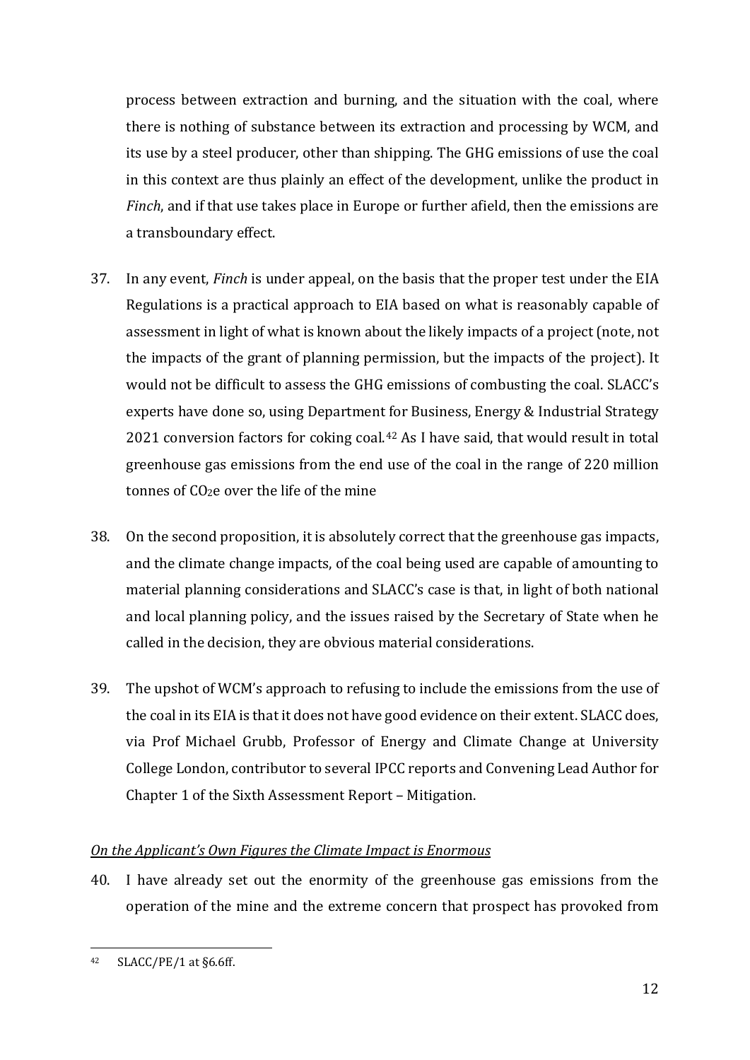process between extraction and burning, and the situation with the coal, where there is nothing of substance between its extraction and processing by WCM, and its use by a steel producer, other than shipping. The GHG emissions of use the coal in this context are thus plainly an effect of the development, unlike the product in *Finch*, and if that use takes place in Europe or further afield, then the emissions are a transboundary effect.

37. In any event, *Finch* is under appeal, on the basis that the proper test under the EIA Regulations is a practical approach to EIA based on what is reasonably capable of assessment in light of what is known about the likely impacts of a project (note, not the impacts of the grant of planning permission, but the impacts of the project). It would not be difficult to assess the GHG emissions of combusting the coal. SLACC's experts have done so, using Department for Business, Energy & Industrial Strategy 2021 conversion factors for coking coal.[42] As I have said, that would result in total greenhouse gas emissions from the end use of the coal in the range of 220 million tonnes of $CO_2e$ over the life of the mine

38. On the second proposition, it is absolutely correct that the greenhouse gas impacts, and the climate change impacts, of the coal being used are capable of amounting to material planning considerations and SLACC's case is that, in light of both national and local planning policy, and the issues raised by the Secretary of State when he called in the decision, they are obvious material considerations.

39. The upshot of WCM's approach to refusing to include the emissions from the use of the coal in its EIA is that it does not have good evidence on their extent. SLACC does, via Prof Michael Grubb, Professor of Energy and Climate Change at University College London, contributor to several IPCC reports and Convening Lead Author for Chapter 1 of the Sixth Assessment Report – Mitigation.

*On the Applicant's Own Figures the Climate Impact is Enormous*

40. I have already set out the enormity of the greenhouse gas emissions from the operation of the mine and the extreme concern that prospect has provoked from

[42] SLACC/PE/1 at §6.6ff.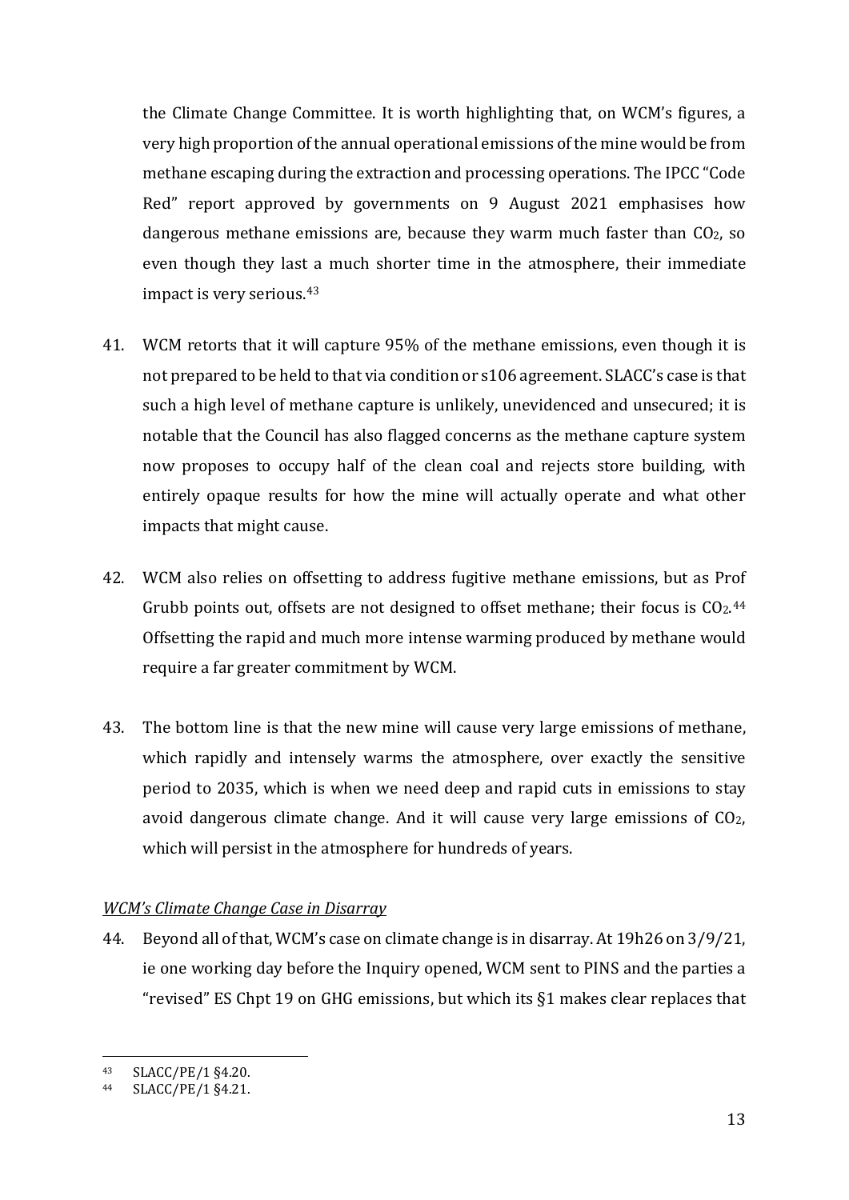the Climate Change Committee. It is worth highlighting that, on WCM's figures, a very high proportion of the annual operational emissions of the mine would be from methane escaping during the extraction and processing operations. The IPCC "Code Red" report approved by governments on 9 August 2021 emphasises how dangerous methane emissions are, because they warm much faster than $CO_2$, so even though they last a much shorter time in the atmosphere, their immediate impact is very serious.[43]

41. WCM retorts that it will capture 95% of the methane emissions, even though it is not prepared to be held to that via condition or s106 agreement. SLACC's case is that such a high level of methane capture is unlikely, unevidenced and unsecured; it is notable that the Council has also flagged concerns as the methane capture system now proposes to occupy half of the clean coal and rejects store building, with entirely opaque results for how the mine will actually operate and what other impacts that might cause.

42. WCM also relies on offsetting to address fugitive methane emissions, but as Prof Grubb points out, offsets are not designed to offset methane; their focus is $CO_2$.[44] Offsetting the rapid and much more intense warming produced by methane would require a far greater commitment by WCM.

43. The bottom line is that the new mine will cause very large emissions of methane, which rapidly and intensely warms the atmosphere, over exactly the sensitive period to 2035, which is when we need deep and rapid cuts in emissions to stay avoid dangerous climate change. And it will cause very large emissions of $CO_2$, which will persist in the atmosphere for hundreds of years.

*WCM's Climate Change Case in Disarray*

44. Beyond all of that, WCM's case on climate change is in disarray. At 19h26 on 3/9/21, ie one working day before the Inquiry opened, WCM sent to PINS and the parties a "revised" ES Chpt 19 on GHG emissions, but which its §1 makes clear replaces that

---

[43] SLACC/PE/1 §4.20.

[44] SLACC/PE/1 §4.21.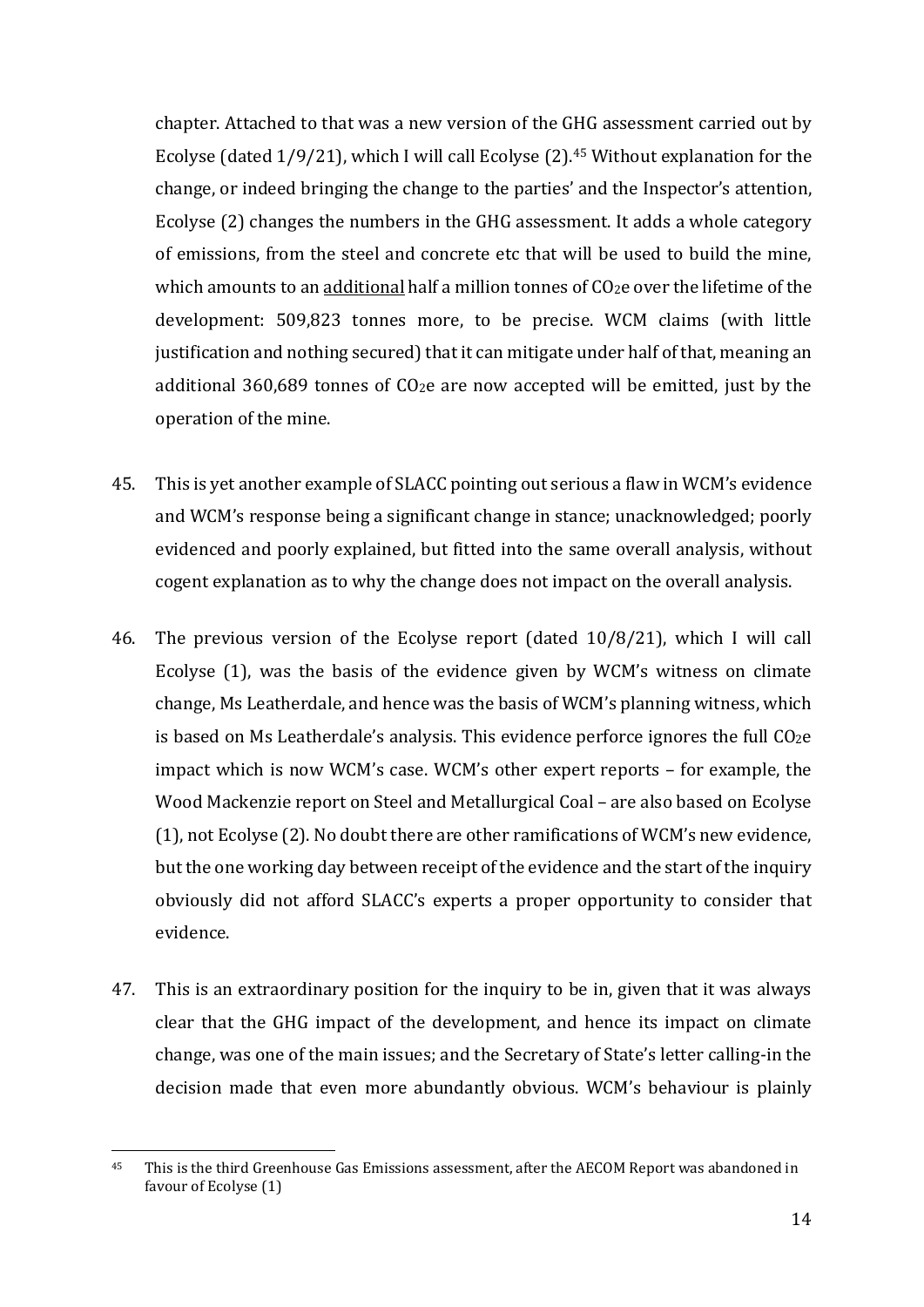chapter. Attached to that was a new version of the GHG assessment carried out by Ecolyse (dated 1/9/21), which I will call Ecolyse (2).[45] Without explanation for the change, or indeed bringing the change to the parties' and the Inspector's attention, Ecolyse (2) changes the numbers in the GHG assessment. It adds a whole category of emissions, from the steel and concrete etc that will be used to build the mine, which amounts to an <u>additional</u> half a million tonnes of $CO_2e$ over the lifetime of the development: 509,823 tonnes more, to be precise. WCM claims (with little justification and nothing secured) that it can mitigate under half of that, meaning an additional 360,689 tonnes of $CO_2e$ are now accepted will be emitted, just by the operation of the mine.

45. This is yet another example of SLACC pointing out serious a flaw in WCM's evidence and WCM's response being a significant change in stance; unacknowledged; poorly evidenced and poorly explained, but fitted into the same overall analysis, without cogent explanation as to why the change does not impact on the overall analysis.

46. The previous version of the Ecolyse report (dated 10/8/21), which I will call Ecolyse (1), was the basis of the evidence given by WCM's witness on climate change, Ms Leatherdale, and hence was the basis of WCM's planning witness, which is based on Ms Leatherdale's analysis. This evidence perforce ignores the full $CO_2e$ impact which is now WCM's case. WCM's other expert reports – for example, the Wood Mackenzie report on Steel and Metallurgical Coal – are also based on Ecolyse (1), not Ecolyse (2). No doubt there are other ramifications of WCM's new evidence, but the one working day between receipt of the evidence and the start of the inquiry obviously did not afford SLACC's experts a proper opportunity to consider that evidence.

47. This is an extraordinary position for the inquiry to be in, given that it was always clear that the GHG impact of the development, and hence its impact on climate change, was one of the main issues; and the Secretary of State's letter calling-in the decision made that even more abundantly obvious. WCM's behaviour is plainly

[45] This is the third Greenhouse Gas Emissions assessment, after the AECOM Report was abandoned in favour of Ecolyse (1)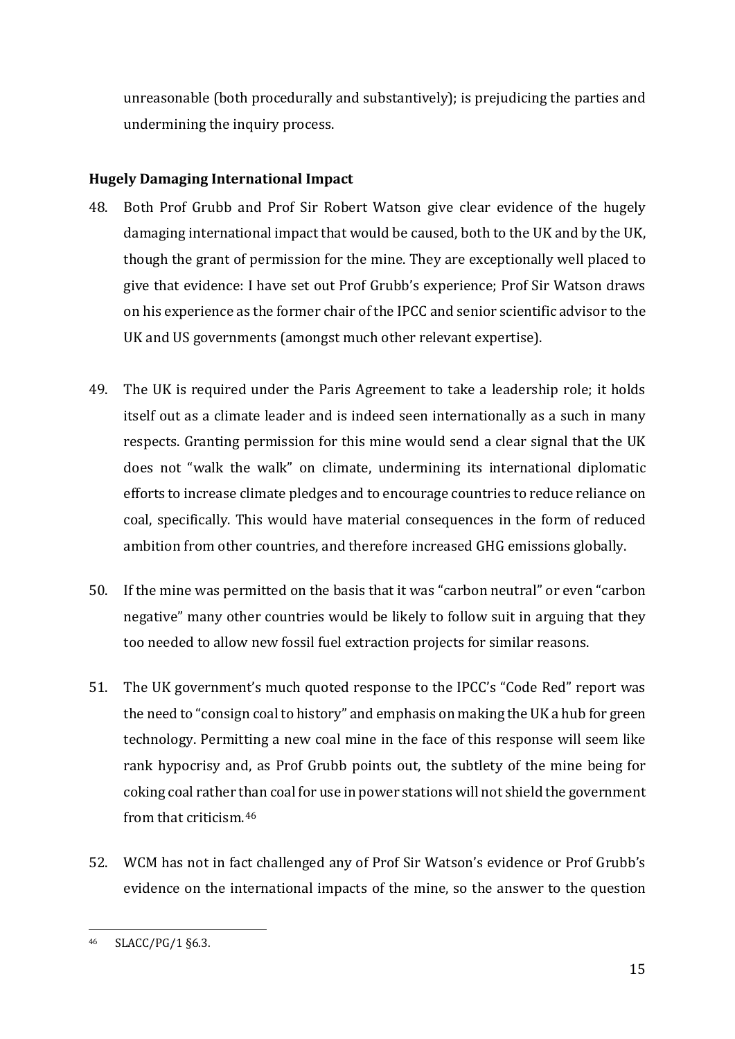unreasonable (both procedurally and substantively); is prejudicing the parties and undermining the inquiry process.

**Hugely Damaging International Impact**

48. Both Prof Grubb and Prof Sir Robert Watson give clear evidence of the hugely damaging international impact that would be caused, both to the UK and by the UK, though the grant of permission for the mine. They are exceptionally well placed to give that evidence: I have set out Prof Grubb's experience; Prof Sir Watson draws on his experience as the former chair of the IPCC and senior scientific advisor to the UK and US governments (amongst much other relevant expertise).

49. The UK is required under the Paris Agreement to take a leadership role; it holds itself out as a climate leader and is indeed seen internationally as a such in many respects. Granting permission for this mine would send a clear signal that the UK does not "walk the walk" on climate, undermining its international diplomatic efforts to increase climate pledges and to encourage countries to reduce reliance on coal, specifically. This would have material consequences in the form of reduced ambition from other countries, and therefore increased GHG emissions globally.

50. If the mine was permitted on the basis that it was "carbon neutral" or even "carbon negative" many other countries would be likely to follow suit in arguing that they too needed to allow new fossil fuel extraction projects for similar reasons.

51. The UK government's much quoted response to the IPCC's "Code Red" report was the need to "consign coal to history" and emphasis on making the UK a hub for green technology. Permitting a new coal mine in the face of this response will seem like rank hypocrisy and, as Prof Grubb points out, the subtlety of the mine being for coking coal rather than coal for use in power stations will not shield the government from that criticism.[46]

52. WCM has not in fact challenged any of Prof Sir Watson's evidence or Prof Grubb's evidence on the international impacts of the mine, so the answer to the question

---

[46] SLACC/PG/1 §6.3.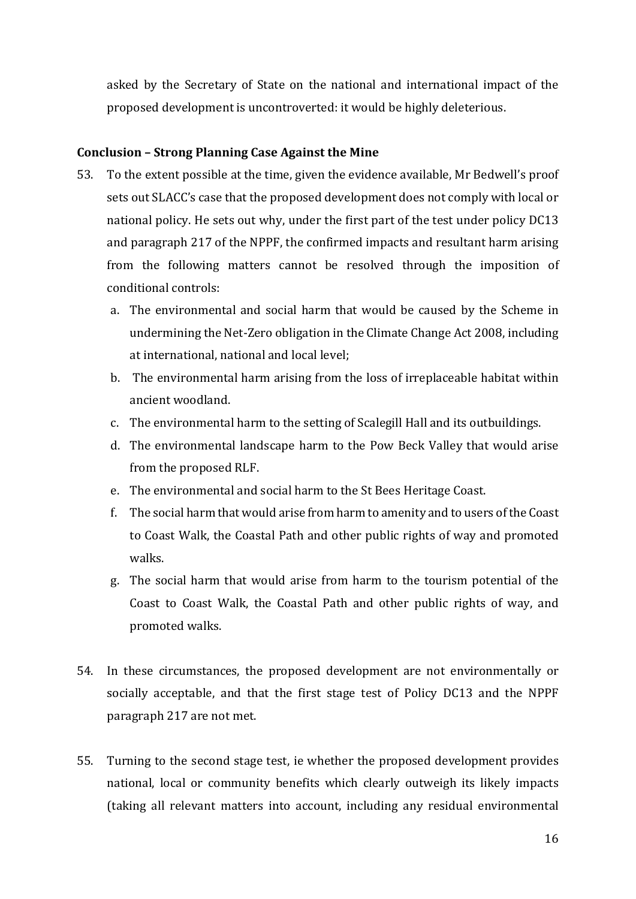asked by the Secretary of State on the national and international impact of the proposed development is uncontroverted: it would be highly deleterious.

**Conclusion – Strong Planning Case Against the Mine**

53. To the extent possible at the time, given the evidence available, Mr Bedwell's proof sets out SLACC's case that the proposed development does not comply with local or national policy. He sets out why, under the first part of the test under policy DC13 and paragraph 217 of the NPPF, the confirmed impacts and resultant harm arising from the following matters cannot be resolved through the imposition of conditional controls:

    a. The environmental and social harm that would be caused by the Scheme in undermining the Net-Zero obligation in the Climate Change Act 2008, including at international, national and local level;

    b. The environmental harm arising from the loss of irreplaceable habitat within ancient woodland.

    c. The environmental harm to the setting of Scalegill Hall and its outbuildings.

    d. The environmental landscape harm to the Pow Beck Valley that would arise from the proposed RLF.

    e. The environmental and social harm to the St Bees Heritage Coast.

    f. The social harm that would arise from harm to amenity and to users of the Coast to Coast Walk, the Coastal Path and other public rights of way and promoted walks.

    g. The social harm that would arise from harm to the tourism potential of the Coast to Coast Walk, the Coastal Path and other public rights of way, and promoted walks.

54. In these circumstances, the proposed development are not environmentally or socially acceptable, and that the first stage test of Policy DC13 and the NPPF paragraph 217 are not met.

55. Turning to the second stage test, ie whether the proposed development provides national, local or community benefits which clearly outweigh its likely impacts (taking all relevant matters into account, including any residual environmental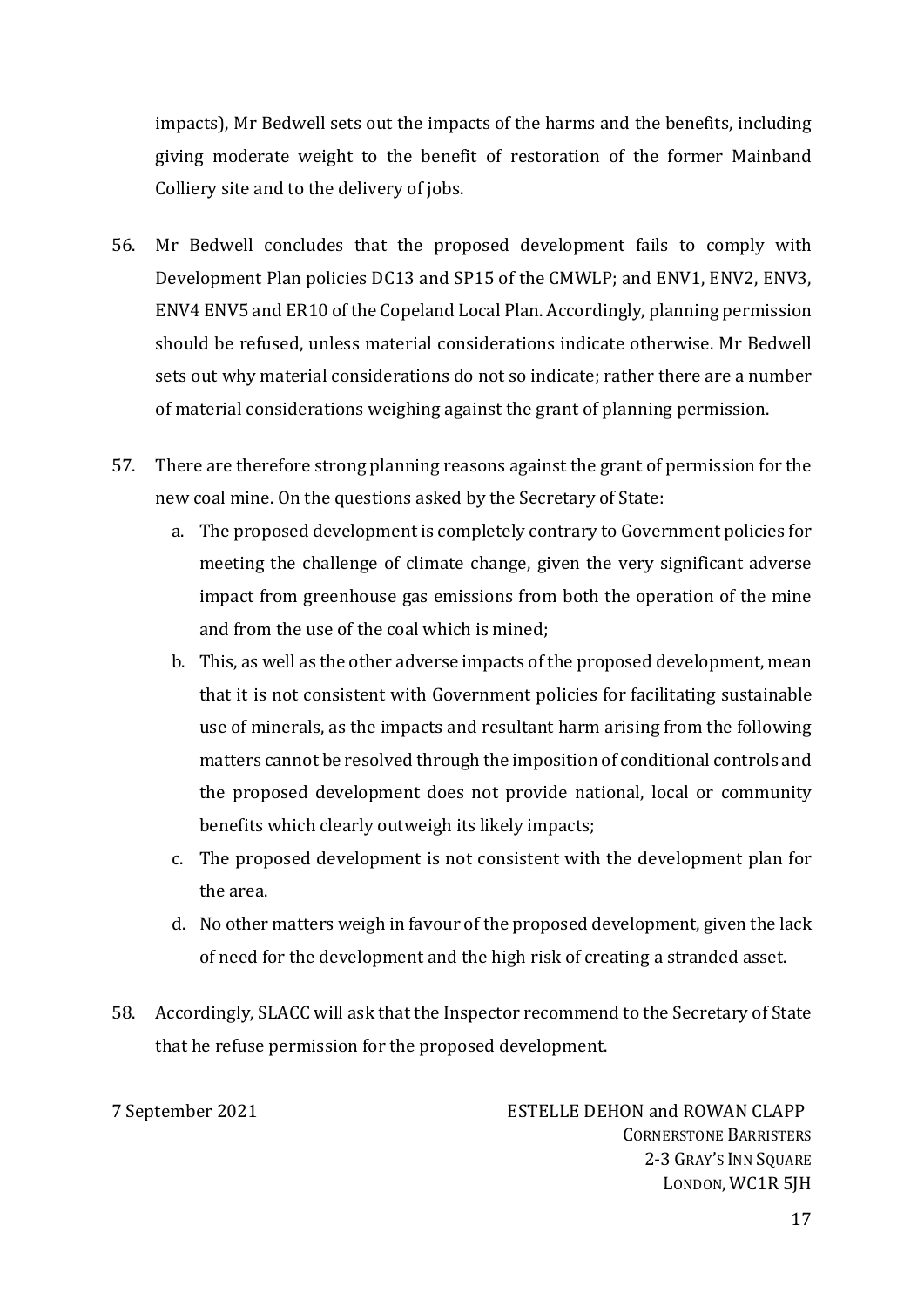impacts), Mr Bedwell sets out the impacts of the harms and the benefits, including giving moderate weight to the benefit of restoration of the former Mainband Colliery site and to the delivery of jobs.

56. Mr Bedwell concludes that the proposed development fails to comply with Development Plan policies DC13 and SP15 of the CMWLP; and ENV1, ENV2, ENV3, ENV4 ENV5 and ER10 of the Copeland Local Plan. Accordingly, planning permission should be refused, unless material considerations indicate otherwise. Mr Bedwell sets out why material considerations do not so indicate; rather there are a number of material considerations weighing against the grant of planning permission.

57. There are therefore strong planning reasons against the grant of permission for the new coal mine. On the questions asked by the Secretary of State:
    a. The proposed development is completely contrary to Government policies for meeting the challenge of climate change, given the very significant adverse impact from greenhouse gas emissions from both the operation of the mine and from the use of the coal which is mined;
    b. This, as well as the other adverse impacts of the proposed development, mean that it is not consistent with Government policies for facilitating sustainable use of minerals, as the impacts and resultant harm arising from the following matters cannot be resolved through the imposition of conditional controls and the proposed development does not provide national, local or community benefits which clearly outweigh its likely impacts;
    c. The proposed development is not consistent with the development plan for the area.
    d. No other matters weigh in favour of the proposed development, given the lack of need for the development and the high risk of creating a stranded asset.

58. Accordingly, SLACC will ask that the Inspector recommend to the Secretary of State that he refuse permission for the proposed development.

7 September 2021

ESTELLE DEHON and ROWAN CLAPP
CORNERSTONE BARRISTERS
2-3 GRAY'S INN SQUARE
LONDON, WC1R 5JH